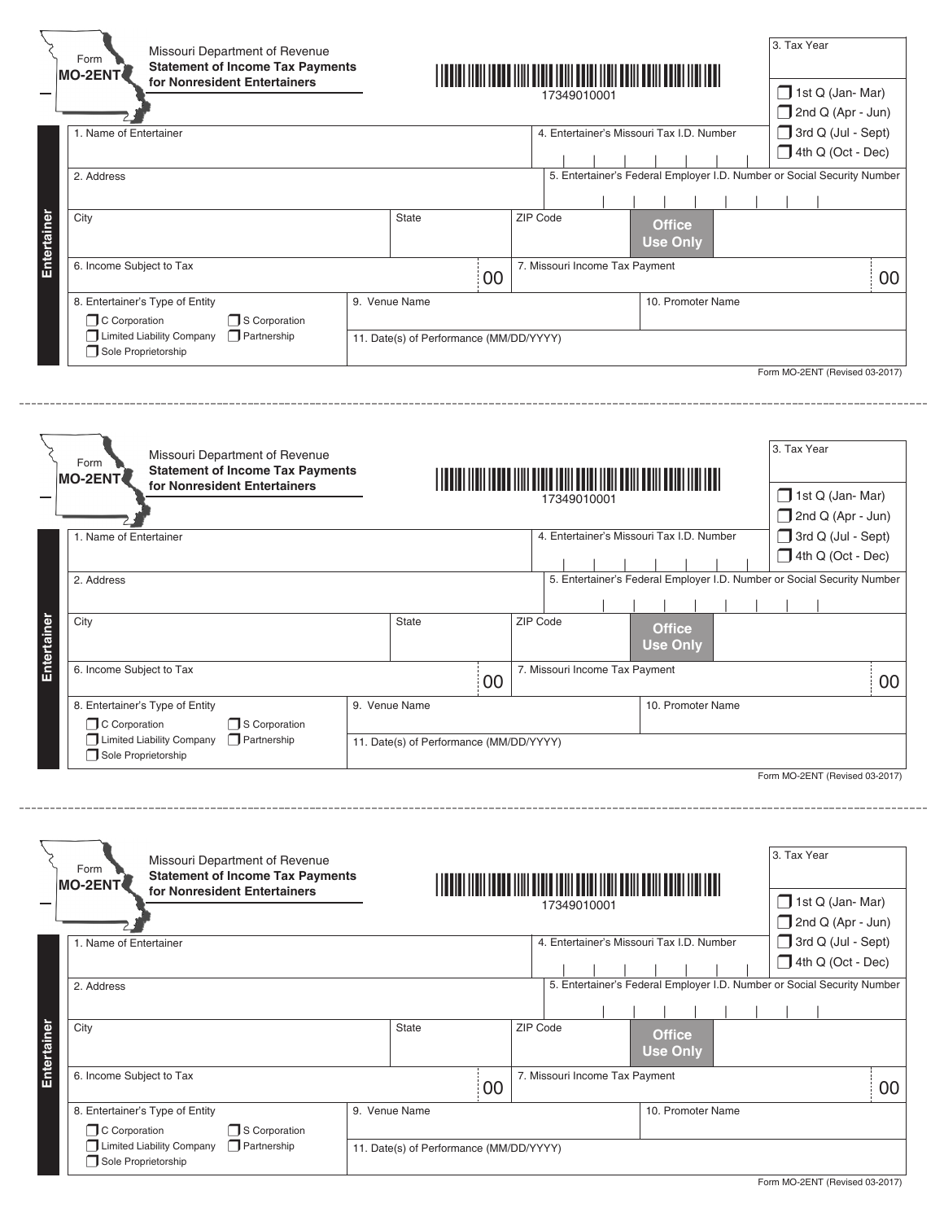Form **MO-2ENT**

Missouri Department of Revenue
**Statement of Income Tax Payments for Nonresident Entertainers**

17349010001

3. Tax Year

- [ ] 1st Q (Jan- Mar)
- [ ] 2nd Q (Apr - Jun)
- [ ] 3rd Q (Jul - Sept)
- [ ] 4th Q (Oct - Dec)

**Entertainer**

| | | | |
|---|---|---|---|
| 1. Name of Entertainer | | 4. Entertainer's Missouri Tax I.D. Number | |
| 2. Address | | 5. Entertainer's Federal Employer I.D. Number or Social Security Number | |
| City | State | ZIP Code | Office Use Only |
| 6. Income Subject to Tax 00 | | 7. Missouri Income Tax Payment 00 | |
| 8. Entertainer's Type of Entity | 9. Venue Name | 10. Promoter Name | |
| | 11. Date(s) of Performance (MM/DD/YYYY) | | |

8. Entertainer's Type of Entity:
- [ ] C Corporation
- [ ] S Corporation
- [ ] Limited Liability Company
- [ ] Partnership
- [ ] Sole Proprietorship

Form MO-2ENT (Revised 03-2017)

---

Form **MO-2ENT**

Missouri Department of Revenue
**Statement of Income Tax Payments for Nonresident Entertainers**

17349010001

3. Tax Year

- [ ] 1st Q (Jan- Mar)
- [ ] 2nd Q (Apr - Jun)
- [ ] 3rd Q (Jul - Sept)
- [ ] 4th Q (Oct - Dec)

**Entertainer**

| | | | |
|---|---|---|---|
| 1. Name of Entertainer | | 4. Entertainer's Missouri Tax I.D. Number | |
| 2. Address | | 5. Entertainer's Federal Employer I.D. Number or Social Security Number | |
| City | State | ZIP Code | Office Use Only |
| 6. Income Subject to Tax 00 | | 7. Missouri Income Tax Payment 00 | |
| 8. Entertainer's Type of Entity | 9. Venue Name | 10. Promoter Name | |
| | 11. Date(s) of Performance (MM/DD/YYYY) | | |

8. Entertainer's Type of Entity:
- [ ] C Corporation
- [ ] S Corporation
- [ ] Limited Liability Company
- [ ] Partnership
- [ ] Sole Proprietorship

Form MO-2ENT (Revised 03-2017)

---

Form **MO-2ENT**

Missouri Department of Revenue
**Statement of Income Tax Payments for Nonresident Entertainers**

17349010001

3. Tax Year

- [ ] 1st Q (Jan- Mar)
- [ ] 2nd Q (Apr - Jun)
- [ ] 3rd Q (Jul - Sept)
- [ ] 4th Q (Oct - Dec)

**Entertainer**

| | | | |
|---|---|---|---|
| 1. Name of Entertainer | | 4. Entertainer's Missouri Tax I.D. Number | |
| 2. Address | | 5. Entertainer's Federal Employer I.D. Number or Social Security Number | |
| City | State | ZIP Code | Office Use Only |
| 6. Income Subject to Tax 00 | | 7. Missouri Income Tax Payment 00 | |
| 8. Entertainer's Type of Entity | 9. Venue Name | 10. Promoter Name | |
| | 11. Date(s) of Performance (MM/DD/YYYY) | | |

8. Entertainer's Type of Entity:
- [ ] C Corporation
- [ ] S Corporation
- [ ] Limited Liability Company
- [ ] Partnership
- [ ] Sole Proprietorship

Form MO-2ENT (Revised 03-2017)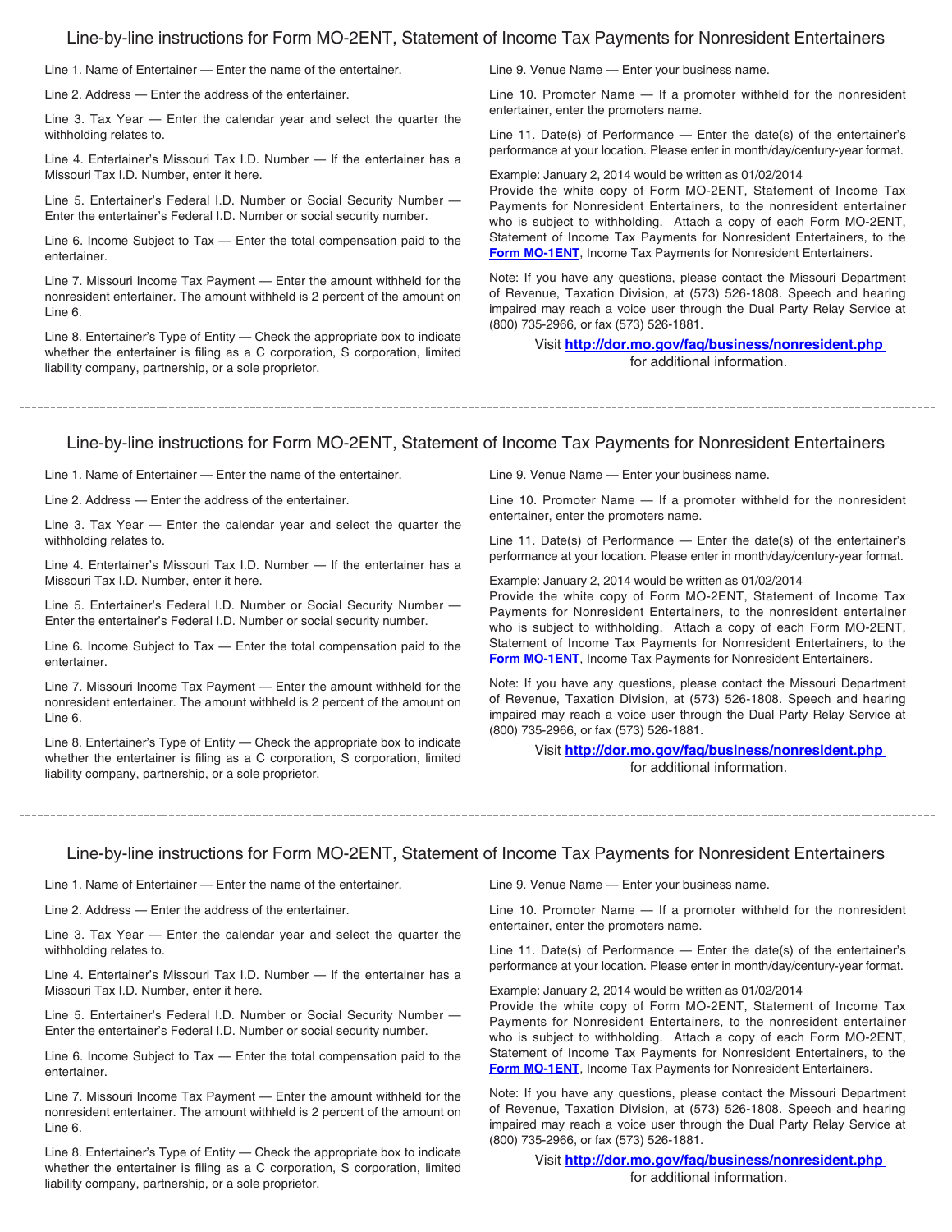## Line-by-line instructions for Form MO-2ENT, Statement of Income Tax Payments for Nonresident Entertainers

Line 1. Name of Entertainer — Enter the name of the entertainer.

Line 2. Address — Enter the address of the entertainer.

Line 3. Tax Year — Enter the calendar year and select the quarter the withholding relates to.

Line 4. Entertainer's Missouri Tax I.D. Number — If the entertainer has a Missouri Tax I.D. Number, enter it here.

Line 5. Entertainer's Federal I.D. Number or Social Security Number — Enter the entertainer's Federal I.D. Number or social security number.

Line 6. Income Subject to Tax — Enter the total compensation paid to the entertainer.

Line 7. Missouri Income Tax Payment — Enter the amount withheld for the nonresident entertainer. The amount withheld is 2 percent of the amount on Line 6.

Line 8. Entertainer's Type of Entity — Check the appropriate box to indicate whether the entertainer is filing as a C corporation, S corporation, limited liability company, partnership, or a sole proprietor.

Line 9. Venue Name — Enter your business name.

Line 10. Promoter Name — If a promoter withheld for the nonresident entertainer, enter the promoters name.

Line 11. Date(s) of Performance — Enter the date(s) of the entertainer's performance at your location. Please enter in month/day/century-year format.

Example: January 2, 2014 would be written as 01/02/2014

Provide the white copy of Form MO-2ENT, Statement of Income Tax Payments for Nonresident Entertainers, to the nonresident entertainer who is subject to withholding. Attach a copy of each Form MO-2ENT, Statement of Income Tax Payments for Nonresident Entertainers, to the **Form MO-1ENT**, Income Tax Payments for Nonresident Entertainers.

Note: If you have any questions, please contact the Missouri Department of Revenue, Taxation Division, at (573) 526-1808. Speech and hearing impaired may reach a voice user through the Dual Party Relay Service at (800) 735-2966, or fax (573) 526-1881.

Visit **http://dor.mo.gov/faq/business/nonresident.php** for additional information.

---

## Line-by-line instructions for Form MO-2ENT, Statement of Income Tax Payments for Nonresident Entertainers

Line 1. Name of Entertainer — Enter the name of the entertainer.

Line 2. Address — Enter the address of the entertainer.

Line 3. Tax Year — Enter the calendar year and select the quarter the withholding relates to.

Line 4. Entertainer's Missouri Tax I.D. Number — If the entertainer has a Missouri Tax I.D. Number, enter it here.

Line 5. Entertainer's Federal I.D. Number or Social Security Number — Enter the entertainer's Federal I.D. Number or social security number.

Line 6. Income Subject to Tax — Enter the total compensation paid to the entertainer.

Line 7. Missouri Income Tax Payment — Enter the amount withheld for the nonresident entertainer. The amount withheld is 2 percent of the amount on Line 6.

Line 8. Entertainer's Type of Entity — Check the appropriate box to indicate whether the entertainer is filing as a C corporation, S corporation, limited liability company, partnership, or a sole proprietor.

Line 9. Venue Name — Enter your business name.

Line 10. Promoter Name — If a promoter withheld for the nonresident entertainer, enter the promoters name.

Line 11. Date(s) of Performance — Enter the date(s) of the entertainer's performance at your location. Please enter in month/day/century-year format.

Example: January 2, 2014 would be written as 01/02/2014

Provide the white copy of Form MO-2ENT, Statement of Income Tax Payments for Nonresident Entertainers, to the nonresident entertainer who is subject to withholding. Attach a copy of each Form MO-2ENT, Statement of Income Tax Payments for Nonresident Entertainers, to the **Form MO-1ENT**, Income Tax Payments for Nonresident Entertainers.

Note: If you have any questions, please contact the Missouri Department of Revenue, Taxation Division, at (573) 526-1808. Speech and hearing impaired may reach a voice user through the Dual Party Relay Service at (800) 735-2966, or fax (573) 526-1881.

Visit **http://dor.mo.gov/faq/business/nonresident.php** for additional information.

---

## Line-by-line instructions for Form MO-2ENT, Statement of Income Tax Payments for Nonresident Entertainers

Line 1. Name of Entertainer — Enter the name of the entertainer.

Line 2. Address — Enter the address of the entertainer.

Line 3. Tax Year — Enter the calendar year and select the quarter the withholding relates to.

Line 4. Entertainer's Missouri Tax I.D. Number — If the entertainer has a Missouri Tax I.D. Number, enter it here.

Line 5. Entertainer's Federal I.D. Number or Social Security Number — Enter the entertainer's Federal I.D. Number or social security number.

Line 6. Income Subject to Tax — Enter the total compensation paid to the entertainer.

Line 7. Missouri Income Tax Payment — Enter the amount withheld for the nonresident entertainer. The amount withheld is 2 percent of the amount on Line 6.

Line 8. Entertainer's Type of Entity — Check the appropriate box to indicate whether the entertainer is filing as a C corporation, S corporation, limited liability company, partnership, or a sole proprietor.

Line 9. Venue Name — Enter your business name.

Line 10. Promoter Name — If a promoter withheld for the nonresident entertainer, enter the promoters name.

Line 11. Date(s) of Performance — Enter the date(s) of the entertainer's performance at your location. Please enter in month/day/century-year format.

Example: January 2, 2014 would be written as 01/02/2014

Provide the white copy of Form MO-2ENT, Statement of Income Tax Payments for Nonresident Entertainers, to the nonresident entertainer who is subject to withholding. Attach a copy of each Form MO-2ENT, Statement of Income Tax Payments for Nonresident Entertainers, to the **Form MO-1ENT**, Income Tax Payments for Nonresident Entertainers.

Note: If you have any questions, please contact the Missouri Department of Revenue, Taxation Division, at (573) 526-1808. Speech and hearing impaired may reach a voice user through the Dual Party Relay Service at (800) 735-2966, or fax (573) 526-1881.

Visit **http://dor.mo.gov/faq/business/nonresident.php** for additional information.